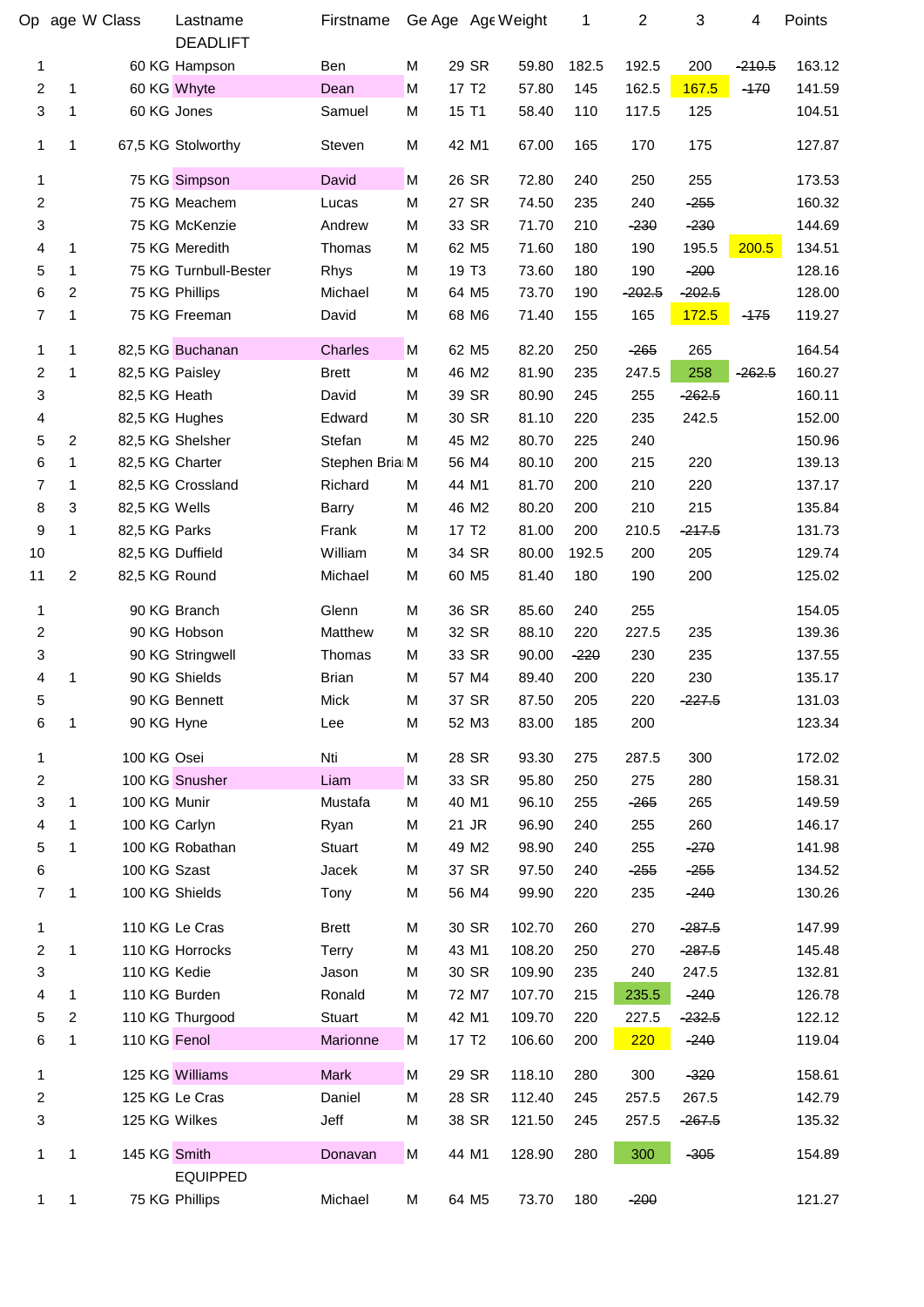| Op | age | W Class | Lastname | Firstname | Ge | Age | Age | Weight | 1 | 2 | 3 | 4 | Points |
|---|---|---|---|---|---|---|---|---|---|---|---|---|---|
| | | | DEADLIFT | | | | | | | | | | |
| 1 | | 60 KG | Hampson | Ben | M | 29 | SR | 59.80 | 182.5 | 192.5 | 200 | ~~210.5~~ | 163.12 |
| 2 | 1 | 60 KG | Whyte | Dean | M | 17 | T2 | 57.80 | 145 | 162.5 | 167.5 | ~~170~~ | 141.59 |
| 3 | 1 | 60 KG | Jones | Samuel | M | 15 | T1 | 58.40 | 110 | 117.5 | 125 | | 104.51 |
| 1 | 1 | 67,5 KG | Stolworthy | Steven | M | 42 | M1 | 67.00 | 165 | 170 | 175 | | 127.87 |
| 1 | | 75 KG | Simpson | David | M | 26 | SR | 72.80 | 240 | 250 | 255 | | 173.53 |
| 2 | | 75 KG | Meachem | Lucas | M | 27 | SR | 74.50 | 235 | 240 | ~~255~~ | | 160.32 |
| 3 | | 75 KG | McKenzie | Andrew | M | 33 | SR | 71.70 | 210 | ~~230~~ | ~~230~~ | | 144.69 |
| 4 | 1 | 75 KG | Meredith | Thomas | M | 62 | M5 | 71.60 | 180 | 190 | 195.5 | 200.5 | 134.51 |
| 5 | 1 | 75 KG | Turnbull-Bester | Rhys | M | 19 | T3 | 73.60 | 180 | 190 | ~~200~~ | | 128.16 |
| 6 | 2 | 75 KG | Phillips | Michael | M | 64 | M5 | 73.70 | 190 | ~~202.5~~ | ~~202.5~~ | | 128.00 |
| 7 | 1 | 75 KG | Freeman | David | M | 68 | M6 | 71.40 | 155 | 165 | 172.5 | ~~175~~ | 119.27 |
| 1 | 1 | 82,5 KG | Buchanan | Charles | M | 62 | M5 | 82.20 | 250 | ~~265~~ | 265 | | 164.54 |
| 2 | 1 | 82,5 KG | Paisley | Brett | M | 46 | M2 | 81.90 | 235 | 247.5 | 258 | ~~262.5~~ | 160.27 |
| 3 | | 82,5 KG | Heath | David | M | 39 | SR | 80.90 | 245 | 255 | ~~262.5~~ | | 160.11 |
| 4 | | 82,5 KG | Hughes | Edward | M | 30 | SR | 81.10 | 220 | 235 | 242.5 | | 152.00 |
| 5 | 2 | 82,5 KG | Shelsher | Stefan | M | 45 | M2 | 80.70 | 225 | 240 | | | 150.96 |
| 6 | 1 | 82,5 KG | Charter | Stephen Bria | M | 56 | M4 | 80.10 | 200 | 215 | 220 | | 139.13 |
| 7 | 1 | 82,5 KG | Crossland | Richard | M | 44 | M1 | 81.70 | 200 | 210 | 220 | | 137.17 |
| 8 | 3 | 82,5 KG | Wells | Barry | M | 46 | M2 | 80.20 | 200 | 210 | 215 | | 135.84 |
| 9 | 1 | 82,5 KG | Parks | Frank | M | 17 | T2 | 81.00 | 200 | 210.5 | ~~217.5~~ | | 131.73 |
| 10 | | 82,5 KG | Duffield | William | M | 34 | SR | 80.00 | 192.5 | 200 | 205 | | 129.74 |
| 11 | 2 | 82,5 KG | Round | Michael | M | 60 | M5 | 81.40 | 180 | 190 | 200 | | 125.02 |
| 1 | | 90 KG | Branch | Glenn | M | 36 | SR | 85.60 | 240 | 255 | | | 154.05 |
| 2 | | 90 KG | Hobson | Matthew | M | 32 | SR | 88.10 | 220 | 227.5 | 235 | | 139.36 |
| 3 | | 90 KG | Stringwell | Thomas | M | 33 | SR | 90.00 | ~~220~~ | 230 | 235 | | 137.55 |
| 4 | 1 | 90 KG | Shields | Brian | M | 57 | M4 | 89.40 | 200 | 220 | 230 | | 135.17 |
| 5 | | 90 KG | Bennett | Mick | M | 37 | SR | 87.50 | 205 | 220 | ~~227.5~~ | | 131.03 |
| 6 | 1 | 90 KG | Hyne | Lee | M | 52 | M3 | 83.00 | 185 | 200 | | | 123.34 |
| 1 | | 100 KG | Osei | Nti | M | 28 | SR | 93.30 | 275 | 287.5 | 300 | | 172.02 |
| 2 | | 100 KG | Snusher | Liam | M | 33 | SR | 95.80 | 250 | 275 | 280 | | 158.31 |
| 3 | 1 | 100 KG | Munir | Mustafa | M | 40 | M1 | 96.10 | 255 | ~~265~~ | 265 | | 149.59 |
| 4 | 1 | 100 KG | Carlyn | Ryan | M | 21 | JR | 96.90 | 240 | 255 | 260 | | 146.17 |
| 5 | 1 | 100 KG | Robathan | Stuart | M | 49 | M2 | 98.90 | 240 | 255 | ~~270~~ | | 141.98 |
| 6 | | 100 KG | Szast | Jacek | M | 37 | SR | 97.50 | 240 | ~~255~~ | ~~255~~ | | 134.52 |
| 7 | 1 | 100 KG | Shields | Tony | M | 56 | M4 | 99.90 | 220 | 235 | ~~240~~ | | 130.26 |
| 1 | | 110 KG | Le Cras | Brett | M | 30 | SR | 102.70 | 260 | 270 | ~~287.5~~ | | 147.99 |
| 2 | 1 | 110 KG | Horrocks | Terry | M | 43 | M1 | 108.20 | 250 | 270 | ~~287.5~~ | | 145.48 |
| 3 | | 110 KG | Kedie | Jason | M | 30 | SR | 109.90 | 235 | 240 | 247.5 | | 132.81 |
| 4 | 1 | 110 KG | Burden | Ronald | M | 72 | M7 | 107.70 | 215 | 235.5 | ~~240~~ | | 126.78 |
| 5 | 2 | 110 KG | Thurgood | Stuart | M | 42 | M1 | 109.70 | 220 | 227.5 | ~~232.5~~ | | 122.12 |
| 6 | 1 | 110 KG | Fenol | Marionne | M | 17 | T2 | 106.60 | 200 | 220 | ~~240~~ | | 119.04 |
| 1 | | 125 KG | Williams | Mark | M | 29 | SR | 118.10 | 280 | 300 | ~~320~~ | | 158.61 |
| 2 | | 125 KG | Le Cras | Daniel | M | 28 | SR | 112.40 | 245 | 257.5 | 267.5 | | 142.79 |
| 3 | | 125 KG | Wilkes | Jeff | M | 38 | SR | 121.50 | 245 | 257.5 | ~~267.5~~ | | 135.32 |
| 1 | 1 | 145 KG | Smith | Donavan | M | 44 | M1 | 128.90 | 280 | 300 | ~~305~~ | | 154.89 |
| | | | EQUIPPED | | | | | | | | | | |
| 1 | 1 | 75 KG | Phillips | Michael | M | 64 | M5 | 73.70 | 180 | ~~200~~ | | | 121.27 |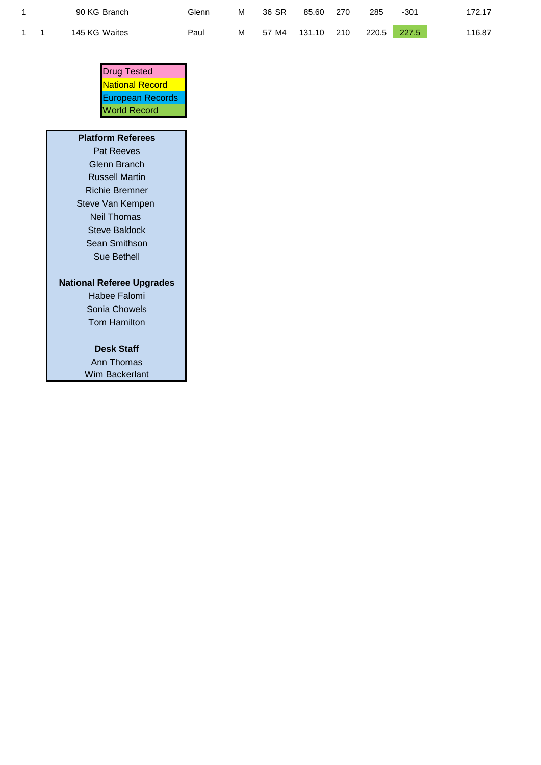| | | | | | | | | | | | | | |
|---|---|---|---|---|---|---|---|---|---|---|---|---|---|
| 1 | | 90 KG | Branch | Glenn | M | 36 | SR | 85.60 | 270 | 285 | ~~301~~ | | 172.17 |
| 1 | 1 | 145 KG | Waites | Paul | M | 57 | M4 | 131.10 | 210 | 220.5 | 227.5 | | 116.87 |

Drug Tested
National Record
European Records
World Record

**Platform Referees**
Pat Reeves
Glenn Branch
Russell Martin
Richie Bremner
Steve Van Kempen
Neil Thomas
Steve Baldock
Sean Smithson
Sue Bethell

**National Referee Upgrades**
Habee Falomi
Sonia Chowels
Tom Hamilton

**Desk Staff**
Ann Thomas
Wim Backerlant